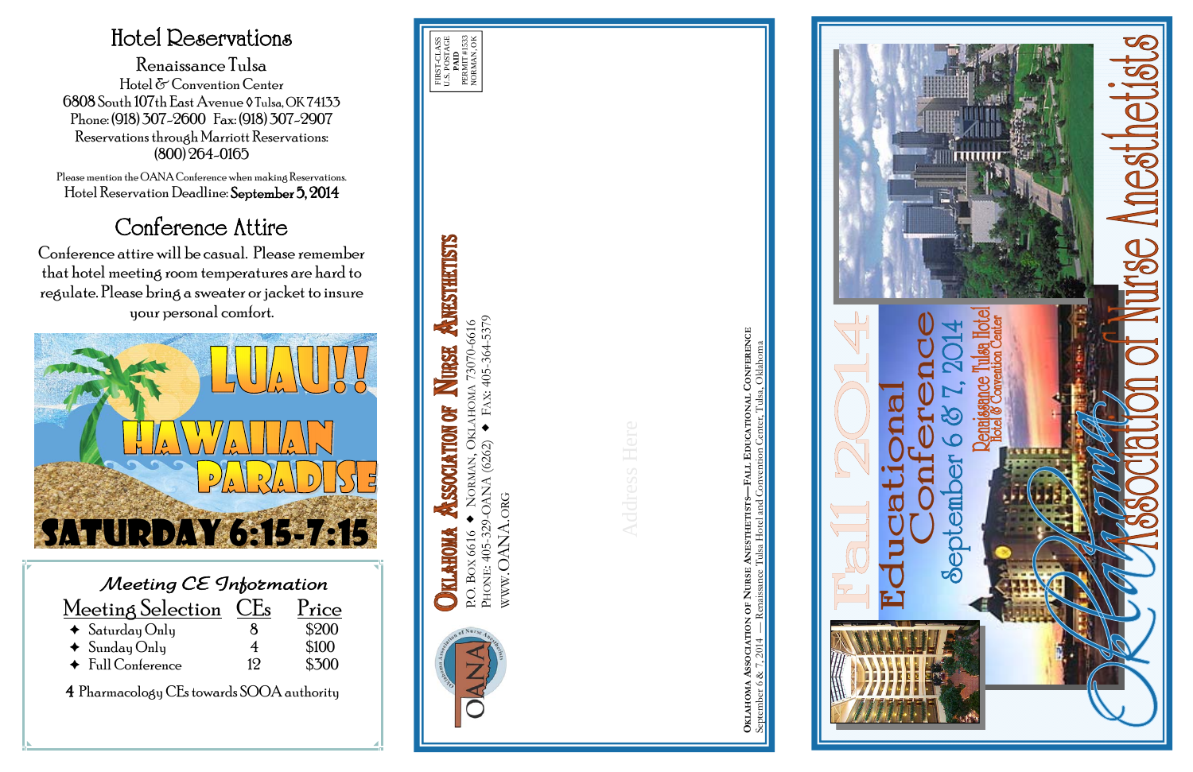# Hotel Reservations

Renaissance Tulsa
Hotel & Convention Center
6808 South 107th East Avenue ◊ Tulsa, OK 74133
Phone: (918) 307-2600 Fax: (918) 307-2907
Reservations through Marriott Reservations:
(800) 264-0165

Please mention the OANA Conference when making Reservations.
Hotel Reservation Deadline: **September 5, 2014**

# Conference Attire

Conference attire will be casual. Please remember that hotel meeting room temperatures are hard to regulate. Please bring a sweater or jacket to insure your personal comfort.

LUAU!! HAWAIIAN PARADISE
SATURDAY 6:15-7:15

## *Meeting CE Information*

| Meeting Selection | CEs | Price |
|---|---|---|
| ✦ Saturday Only | 8 | $200 |
| ✦ Sunday Only | 4 | $100 |
| ✦ Full Conference | 12 | $300 |

4 Pharmacology CEs towards SOOA authority

FIRST-CLASS
U.S. POSTAGE
PAID
PERMIT #1533
NORMAN, OK

**OKLAHOMA ASSOCIATION OF NURSE ANESTHETISTS**
P.O. Box 6616 ✦ Norman, Oklahoma 73070-6616
Phone: 405-329-OANA (6262) ✦ Fax: 405-364-5379
www.OANA.org

Address Here

**Oklahoma Association of Nurse Anesthetists—Fall Educational Conference**
September 6 & 7, 2014 — Renaissance Tulsa Hotel and Convention Center, Tulsa, Oklahoma

# Oklahoma Association of Nurse Anesthetists

## Fall 2014 Educational Conference

September 6 & 7, 2014

Renaissance Tulsa Hotel
Hotel & Convention Center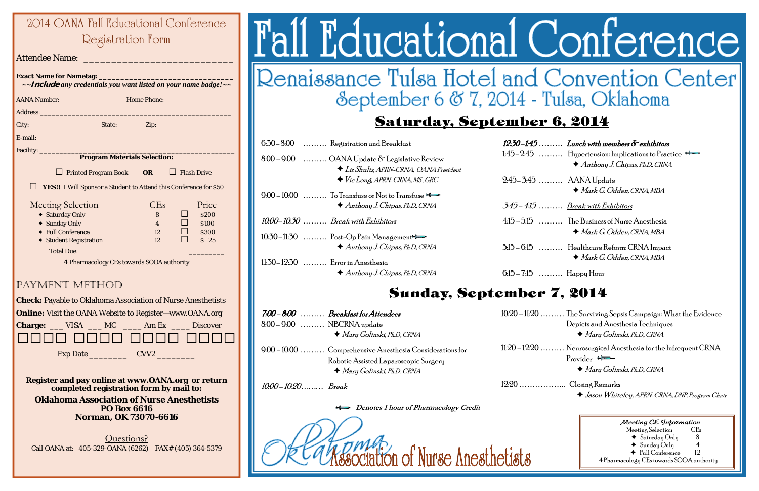# 2014 OANA Fall Educational Conference Registration Form

Attendee Name: ___________________________

**Exact Name for Nametag:** ___________________________

***~~Include any credentials you want listed on your name badge!~~***

AANA Number: _______________ Home Phone: ________________

Address: ______________________________________________

City: ________________ State: ______ Zip: _________________

E-mail: _______________________________________________

Facility: ______________________________________________

**Program Materials Selection:**

☐ Printed Program Book **OR** ☐ Flash Drive

☐ **YES!!** I Will Sponsor a Student to Attend this Conference for $50

| Meeting Selection | CEs | | Price |
|---|---|---|---|
| Saturday Only | 8 | ☐ | $200 |
| Sunday Only | 4 | ☐ | $100 |
| Full Conference | 12 | ☐ | $300 |
| Student Registration | 12 | ☐ | $ 25 |
| Total Due: | | | ________ |

**4** Pharmacology CEs towards SOOA authority

## PAYMENT METHOD

**Check:** Payable to Oklahoma Association of Nurse Anesthetists

**Online:** Visit the OANA Website to Register—www.OANA.org

**Charge:** ___ VISA ___ MC ____ Am Ex ____ Discover

☐☐☐☐ ☐☐☐☐ ☐☐☐☐ ☐☐☐☐

Exp Date ________ CVV2 ________

**Register and pay online at www.OANA.org or return completed registration form by mail to:**

**Oklahoma Association of Nurse Anesthetists**
**PO Box 6616**
**Norman, OK 73070-6616**

Questions?

Call OANA at: 405-329-OANA (6262) FAX# (405) 364-5379

# Fall Educational Conference

## Renaissance Tulsa Hotel and Convention Center
## September 6 & 7, 2014 - Tulsa, Oklahoma

## Saturday, September 6, 2014

6:30 – 8:00 ……… Registration and Breakfast

8:00 – 9:00 ……… OANA Update & Legislative Review
- ✦ *Liz Shultz, APRN-CRNA, OANA President*
- ✦ *Vic Long, APRN-CRNA, MS, GRC*

9:00 – 10:00 ……… To Transfuse or Not to Transfuse
- ✦ *Anthony J. Chipas, Ph.D, CRNA*

*10:00 – 10:30* ……… *Break with Exhibitors*

10:30 – 11:30 ……… Post-Op Pain Management
- ✦ *Anthony J. Chipas, Ph.D, CRNA*

11:30 – 12:30 ……… Error in Anesthesia
- ✦ *Anthony J. Chipas, Ph.D, CRNA*

***12:30 – 1:45*** ……… ***Lunch with members & exhibitors***

1:45 – 2:45 ……… Hypertension: Implications to Practice
- ✦ *Anthony J. Chipas, Ph.D, CRNA*

2:45 – 3:45 ……… AANA Update
- ✦ *Mark G. Odden, CRNA, MBA*

*3:45 – 4:15* ……… *Break with Exhibitors*

4:15 – 5:15 ……… The Business of Nurse Anesthesia
- ✦ *Mark G. Odden, CRNA, MBA*

5:15 – 6:15 ……… Healthcare Reform: CRNA Impact
- ✦ *Mark G. Odden, CRNA, MBA*

6:15 – 7:15 ……… Happy Hour

## Sunday, September 7, 2014

***7:00 – 8:00*** ……… ***Breakfast for Attendees***

8:00 – 9:00 ……… NBCRNA update
- ✦ *Mary Golinski, Ph.D, CRNA*

9:00 – 10:00 ……… Comprehensive Anesthesia Considerations for Robotic Assisted Laparoscopic Surgery
- ✦ *Mary Golinski, Ph.D, CRNA*

*10:00 – 10:20* ……… *Break*

10:20 – 11:20 ……… The Surviving Sepsis Campaign: What the Evidence Depicts and Anesthesia Techniques
- ✦ *Mary Golinski, Ph.D, CRNA*

11:20 – 12:20 ……… Neurosurgical Anesthesia for the Infrequent CRNA Provider
- ✦ *Mary Golinski, Ph.D, CRNA*

12:20 ……………… Closing Remarks
- ✦ *Jason Whiteley, APRN-CRNA, DNP, Program Chair*

***Denotes 1 hour of Pharmacology Credit***

Oklahoma Association of Nurse Anesthetists

***Meeting CE Information***

| Meeting Selection | CEs |
|---|---|
| ✦ Saturday Only | 8 |
| ✦ Sunday Only | 4 |
| ✦ Full Conference | 12 |

4 Pharmacology CEs towards SOOA authority